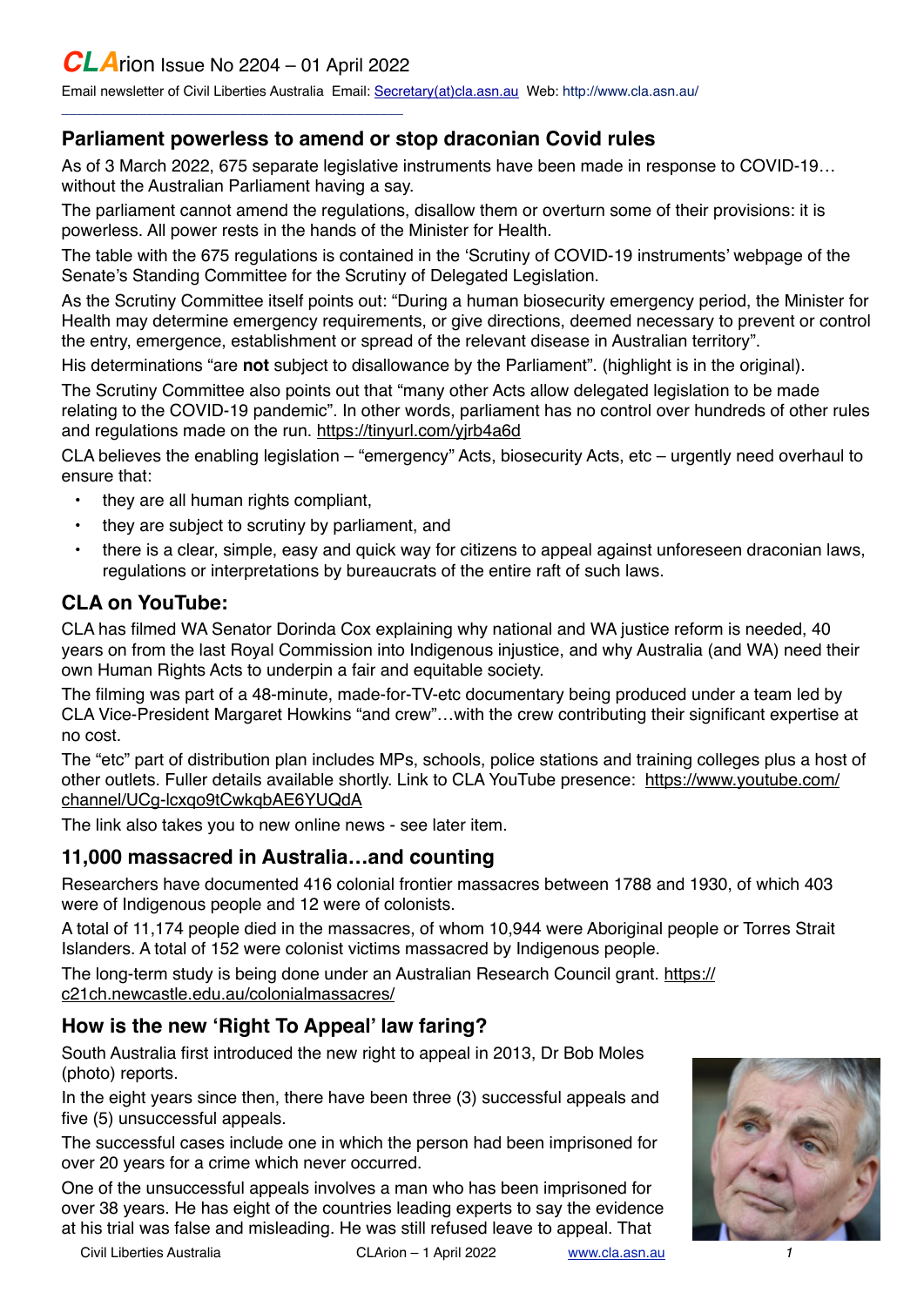# CLArion Issue No 2204 – 01 April 2022

Email newsletter of Civil Liberties Australia Email: Secretary(at)cla.asn.au Web: http://www.cla.asn.au/

## Parliament powerless to amend or stop draconian Covid rules

As of 3 March 2022, 675 separate legislative instruments have been made in response to COVID-19… without the Australian Parliament having a say.

The parliament cannot amend the regulations, disallow them or overturn some of their provisions: it is powerless. All power rests in the hands of the Minister for Health.

The table with the 675 regulations is contained in the 'Scrutiny of COVID-19 instruments' webpage of the Senate's Standing Committee for the Scrutiny of Delegated Legislation.

As the Scrutiny Committee itself points out: "During a human biosecurity emergency period, the Minister for Health may determine emergency requirements, or give directions, deemed necessary to prevent or control the entry, emergence, establishment or spread of the relevant disease in Australian territory".

His determinations "are **not** subject to disallowance by the Parliament". (highlight is in the original).

The Scrutiny Committee also points out that "many other Acts allow delegated legislation to be made relating to the COVID-19 pandemic". In other words, parliament has no control over hundreds of other rules and regulations made on the run. https://tinyurl.com/yjrb4a6d

CLA believes the enabling legislation – "emergency" Acts, biosecurity Acts, etc – urgently need overhaul to ensure that:

- they are all human rights compliant,
- they are subject to scrutiny by parliament, and
- there is a clear, simple, easy and quick way for citizens to appeal against unforeseen draconian laws, regulations or interpretations by bureaucrats of the entire raft of such laws.

## CLA on YouTube:

CLA has filmed WA Senator Dorinda Cox explaining why national and WA justice reform is needed, 40 years on from the last Royal Commission into Indigenous injustice, and why Australia (and WA) need their own Human Rights Acts to underpin a fair and equitable society.

The filming was part of a 48-minute, made-for-TV-etc documentary being produced under a team led by CLA Vice-President Margaret Howkins "and crew"…with the crew contributing their significant expertise at no cost.

The "etc" part of distribution plan includes MPs, schools, police stations and training colleges plus a host of other outlets. Fuller details available shortly. Link to CLA YouTube presence: https://www.youtube.com/channel/UCg-lcxqo9tCwkqbAE6YUQdA

The link also takes you to new online news - see later item.

## 11,000 massacred in Australia…and counting

Researchers have documented 416 colonial frontier massacres between 1788 and 1930, of which 403 were of Indigenous people and 12 were of colonists.

A total of 11,174 people died in the massacres, of whom 10,944 were Aboriginal people or Torres Strait Islanders. A total of 152 were colonist victims massacred by Indigenous people.

The long-term study is being done under an Australian Research Council grant. https://c21ch.newcastle.edu.au/colonialmassacres/

## How is the new 'Right To Appeal' law faring?

South Australia first introduced the new right to appeal in 2013, Dr Bob Moles (photo) reports.

In the eight years since then, there have been three (3) successful appeals and five (5) unsuccessful appeals.

The successful cases include one in which the person had been imprisoned for over 20 years for a crime which never occurred.

One of the unsuccessful appeals involves a man who has been imprisoned for over 38 years. He has eight of the countries leading experts to say the evidence at his trial was false and misleading. He was still refused leave to appeal. That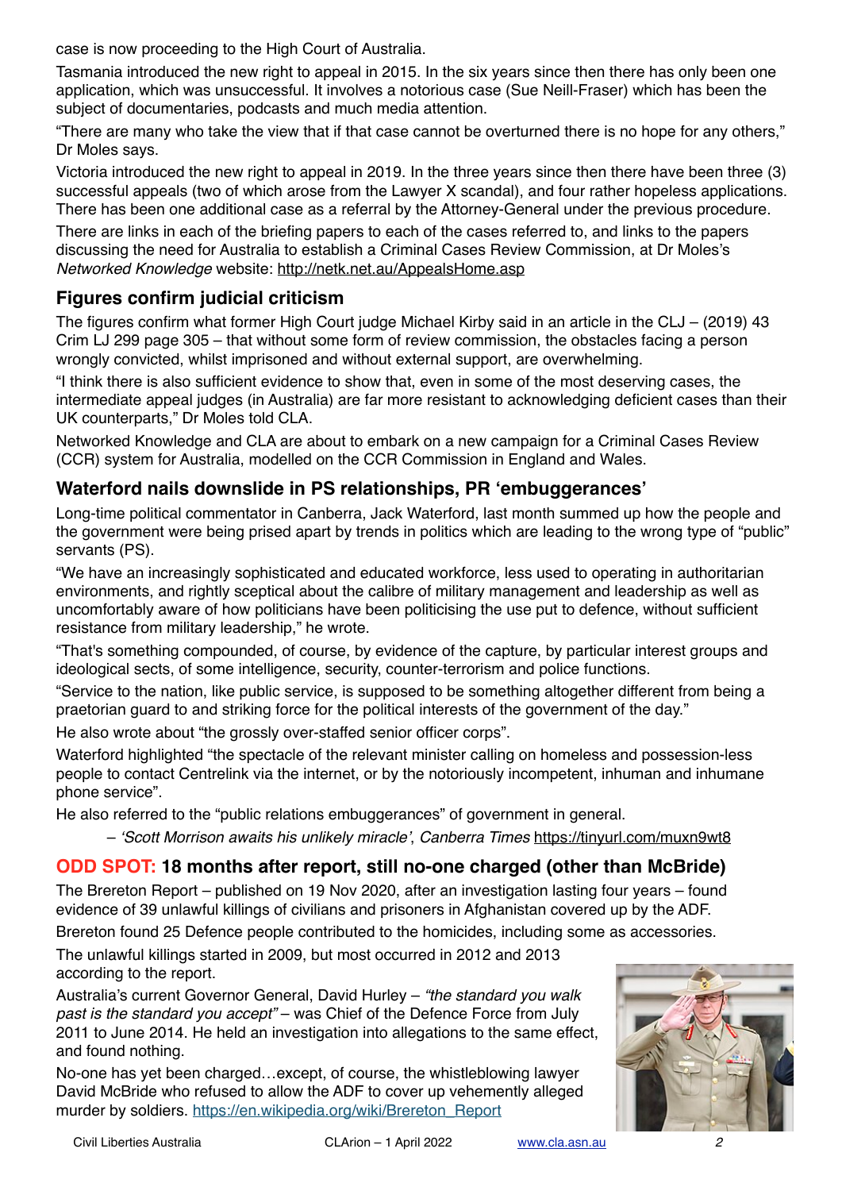case is now proceeding to the High Court of Australia.

Tasmania introduced the new right to appeal in 2015. In the six years since then there has only been one application, which was unsuccessful. It involves a notorious case (Sue Neill-Fraser) which has been the subject of documentaries, podcasts and much media attention.

"There are many who take the view that if that case cannot be overturned there is no hope for any others," Dr Moles says.

Victoria introduced the new right to appeal in 2019. In the three years since then there have been three (3) successful appeals (two of which arose from the Lawyer X scandal), and four rather hopeless applications. There has been one additional case as a referral by the Attorney-General under the previous procedure.

There are links in each of the briefing papers to each of the cases referred to, and links to the papers discussing the need for Australia to establish a Criminal Cases Review Commission, at Dr Moles's *Networked Knowledge* website: http://netk.net.au/AppealsHome.asp

## Figures confirm judicial criticism

The figures confirm what former High Court judge Michael Kirby said in an article in the CLJ – (2019) 43 Crim LJ 299 page 305 – that without some form of review commission, the obstacles facing a person wrongly convicted, whilst imprisoned and without external support, are overwhelming.

"I think there is also sufficient evidence to show that, even in some of the most deserving cases, the intermediate appeal judges (in Australia) are far more resistant to acknowledging deficient cases than their UK counterparts," Dr Moles told CLA.

Networked Knowledge and CLA are about to embark on a new campaign for a Criminal Cases Review (CCR) system for Australia, modelled on the CCR Commission in England and Wales.

## Waterford nails downslide in PS relationships, PR 'embuggerances'

Long-time political commentator in Canberra, Jack Waterford, last month summed up how the people and the government were being prised apart by trends in politics which are leading to the wrong type of "public" servants (PS).

"We have an increasingly sophisticated and educated workforce, less used to operating in authoritarian environments, and rightly sceptical about the calibre of military management and leadership as well as uncomfortably aware of how politicians have been politicising the use put to defence, without sufficient resistance from military leadership," he wrote.

"That's something compounded, of course, by evidence of the capture, by particular interest groups and ideological sects, of some intelligence, security, counter-terrorism and police functions.

"Service to the nation, like public service, is supposed to be something altogether different from being a praetorian guard to and striking force for the political interests of the government of the day."

He also wrote about "the grossly over-staffed senior officer corps".

Waterford highlighted "the spectacle of the relevant minister calling on homeless and possession-less people to contact Centrelink via the internet, or by the notoriously incompetent, inhuman and inhumane phone service".

He also referred to the "public relations embuggerances" of government in general.

– *'Scott Morrison awaits his unlikely miracle'*, *Canberra Times* https://tinyurl.com/muxn9wt8

## ODD SPOT: 18 months after report, still no-one charged (other than McBride)

The Brereton Report – published on 19 Nov 2020, after an investigation lasting four years – found evidence of 39 unlawful killings of civilians and prisoners in Afghanistan covered up by the ADF.

Brereton found 25 Defence people contributed to the homicides, including some as accessories.

The unlawful killings started in 2009, but most occurred in 2012 and 2013 according to the report.

Australia's current Governor General, David Hurley – *"the standard you walk past is the standard you accept"* – was Chief of the Defence Force from July 2011 to June 2014. He held an investigation into allegations to the same effect, and found nothing.

No-one has yet been charged…except, of course, the whistleblowing lawyer David McBride who refused to allow the ADF to cover up vehemently alleged murder by soldiers. https://en.wikipedia.org/wiki/Brereton_Report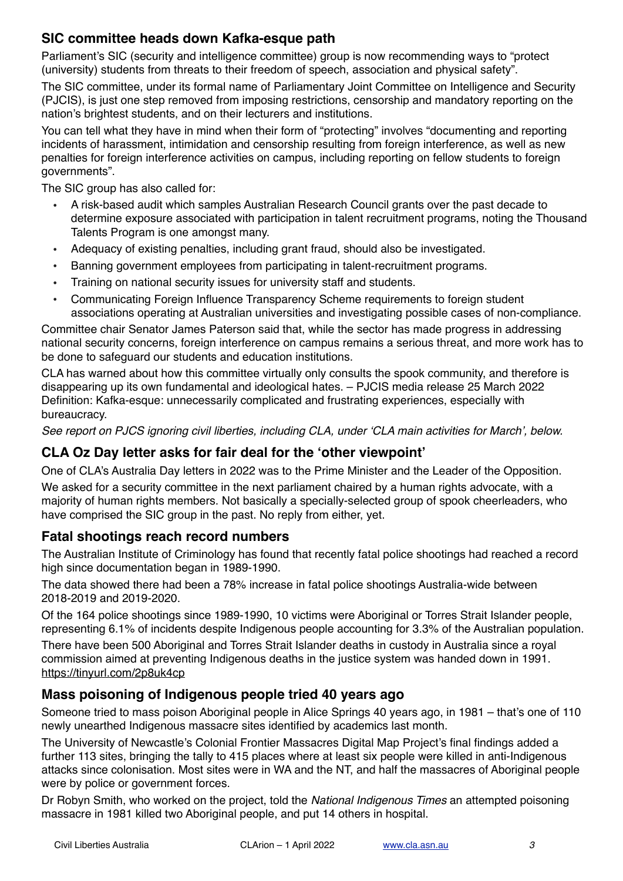## SIC committee heads down Kafka-esque path

Parliament's SIC (security and intelligence committee) group is now recommending ways to "protect (university) students from threats to their freedom of speech, association and physical safety".

The SIC committee, under its formal name of Parliamentary Joint Committee on Intelligence and Security (PJCIS), is just one step removed from imposing restrictions, censorship and mandatory reporting on the nation's brightest students, and on their lecturers and institutions.

You can tell what they have in mind when their form of "protecting" involves "documenting and reporting incidents of harassment, intimidation and censorship resulting from foreign interference, as well as new penalties for foreign interference activities on campus, including reporting on fellow students to foreign governments".

The SIC group has also called for:

- A risk-based audit which samples Australian Research Council grants over the past decade to determine exposure associated with participation in talent recruitment programs, noting the Thousand Talents Program is one amongst many.
- Adequacy of existing penalties, including grant fraud, should also be investigated.
- Banning government employees from participating in talent-recruitment programs.
- Training on national security issues for university staff and students.
- Communicating Foreign Influence Transparency Scheme requirements to foreign student associations operating at Australian universities and investigating possible cases of non-compliance.

Committee chair Senator James Paterson said that, while the sector has made progress in addressing national security concerns, foreign interference on campus remains a serious threat, and more work has to be done to safeguard our students and education institutions.

CLA has warned about how this committee virtually only consults the spook community, and therefore is disappearing up its own fundamental and ideological hates. – PJCIS media release 25 March 2022

Definition: Kafka-esque: unnecessarily complicated and frustrating experiences, especially with bureaucracy.

*See report on PJCS ignoring civil liberties, including CLA, under 'CLA main activities for March', below.*

## CLA Oz Day letter asks for fair deal for the 'other viewpoint'

One of CLA's Australia Day letters in 2022 was to the Prime Minister and the Leader of the Opposition.

We asked for a security committee in the next parliament chaired by a human rights advocate, with a majority of human rights members. Not basically a specially-selected group of spook cheerleaders, who have comprised the SIC group in the past. No reply from either, yet.

## Fatal shootings reach record numbers

The Australian Institute of Criminology has found that recently fatal police shootings had reached a record high since documentation began in 1989-1990.

The data showed there had been a 78% increase in fatal police shootings Australia-wide between 2018-2019 and 2019-2020.

Of the 164 police shootings since 1989-1990, 10 victims were Aboriginal or Torres Strait Islander people, representing 6.1% of incidents despite Indigenous people accounting for 3.3% of the Australian population.

There have been 500 Aboriginal and Torres Strait Islander deaths in custody in Australia since a royal commission aimed at preventing Indigenous deaths in the justice system was handed down in 1991. https://tinyurl.com/2p8uk4cp

## Mass poisoning of Indigenous people tried 40 years ago

Someone tried to mass poison Aboriginal people in Alice Springs 40 years ago, in 1981 – that's one of 110 newly unearthed Indigenous massacre sites identified by academics last month.

The University of Newcastle's Colonial Frontier Massacres Digital Map Project's final findings added a further 113 sites, bringing the tally to 415 places where at least six people were killed in anti-Indigenous attacks since colonisation. Most sites were in WA and the NT, and half the massacres of Aboriginal people were by police or government forces.

Dr Robyn Smith, who worked on the project, told the *National Indigenous Times* an attempted poisoning massacre in 1981 killed two Aboriginal people, and put 14 others in hospital.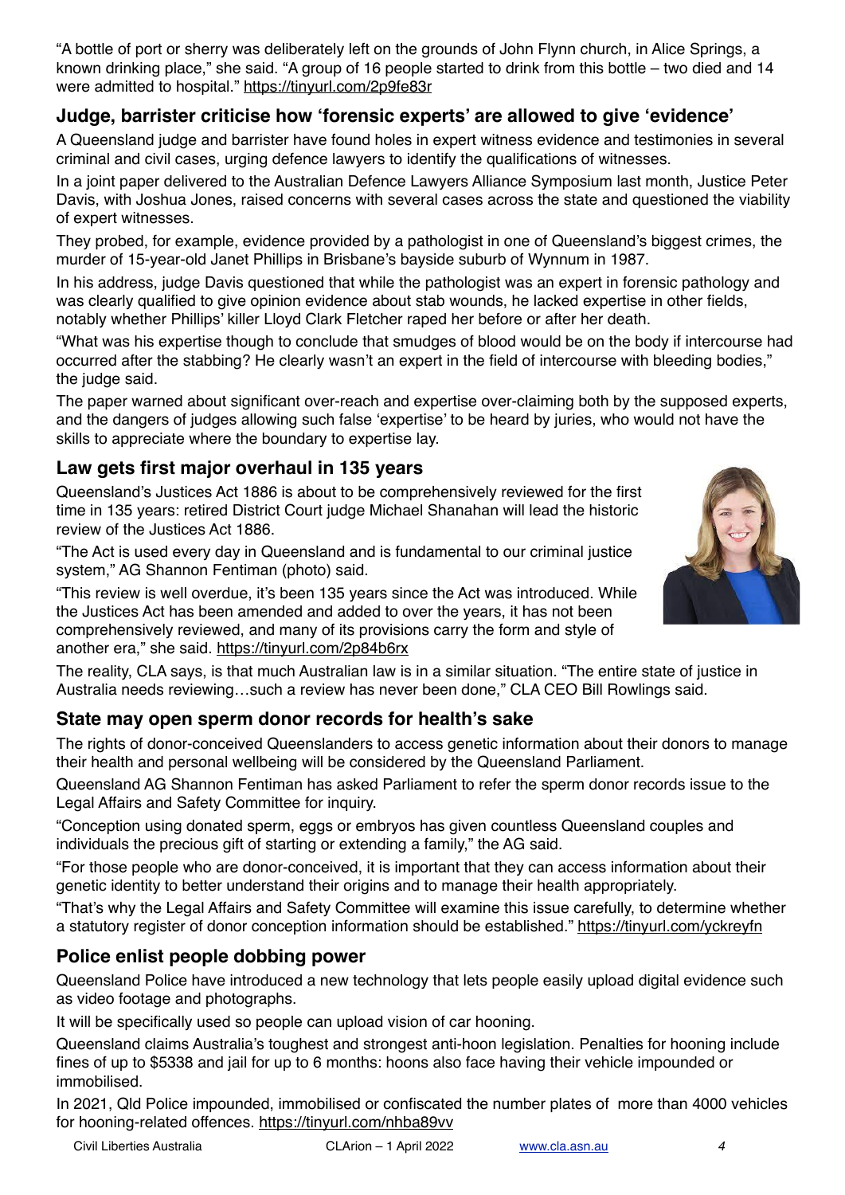"A bottle of port or sherry was deliberately left on the grounds of John Flynn church, in Alice Springs, a known drinking place," she said. "A group of 16 people started to drink from this bottle – two died and 14 were admitted to hospital." https://tinyurl.com/2p9fe83r

## Judge, barrister criticise how 'forensic experts' are allowed to give 'evidence'

A Queensland judge and barrister have found holes in expert witness evidence and testimonies in several criminal and civil cases, urging defence lawyers to identify the qualifications of witnesses.

In a joint paper delivered to the Australian Defence Lawyers Alliance Symposium last month, Justice Peter Davis, with Joshua Jones, raised concerns with several cases across the state and questioned the viability of expert witnesses.

They probed, for example, evidence provided by a pathologist in one of Queensland's biggest crimes, the murder of 15-year-old Janet Phillips in Brisbane's bayside suburb of Wynnum in 1987.

In his address, judge Davis questioned that while the pathologist was an expert in forensic pathology and was clearly qualified to give opinion evidence about stab wounds, he lacked expertise in other fields, notably whether Phillips' killer Lloyd Clark Fletcher raped her before or after her death.

"What was his expertise though to conclude that smudges of blood would be on the body if intercourse had occurred after the stabbing? He clearly wasn't an expert in the field of intercourse with bleeding bodies," the judge said.

The paper warned about significant over-reach and expertise over-claiming both by the supposed experts, and the dangers of judges allowing such false 'expertise' to be heard by juries, who would not have the skills to appreciate where the boundary to expertise lay.

## Law gets first major overhaul in 135 years

Queensland's Justices Act 1886 is about to be comprehensively reviewed for the first time in 135 years: retired District Court judge Michael Shanahan will lead the historic review of the Justices Act 1886.

"The Act is used every day in Queensland and is fundamental to our criminal justice system," AG Shannon Fentiman (photo) said.

"This review is well overdue, it's been 135 years since the Act was introduced. While the Justices Act has been amended and added to over the years, it has not been comprehensively reviewed, and many of its provisions carry the form and style of another era," she said. https://tinyurl.com/2p84b6rx

The reality, CLA says, is that much Australian law is in a similar situation. "The entire state of justice in Australia needs reviewing…such a review has never been done," CLA CEO Bill Rowlings said.

## State may open sperm donor records for health's sake

The rights of donor-conceived Queenslanders to access genetic information about their donors to manage their health and personal wellbeing will be considered by the Queensland Parliament.

Queensland AG Shannon Fentiman has asked Parliament to refer the sperm donor records issue to the Legal Affairs and Safety Committee for inquiry.

"Conception using donated sperm, eggs or embryos has given countless Queensland couples and individuals the precious gift of starting or extending a family," the AG said.

"For those people who are donor-conceived, it is important that they can access information about their genetic identity to better understand their origins and to manage their health appropriately.

"That's why the Legal Affairs and Safety Committee will examine this issue carefully, to determine whether a statutory register of donor conception information should be established." https://tinyurl.com/yckreyfn

## Police enlist people dobbing power

Queensland Police have introduced a new technology that lets people easily upload digital evidence such as video footage and photographs.

It will be specifically used so people can upload vision of car hooning.

Queensland claims Australia's toughest and strongest anti-hoon legislation. Penalties for hooning include fines of up to $5338 and jail for up to 6 months: hoons also face having their vehicle impounded or immobilised.

In 2021, Qld Police impounded, immobilised or confiscated the number plates of more than 4000 vehicles for hooning-related offences. https://tinyurl.com/nhba89vv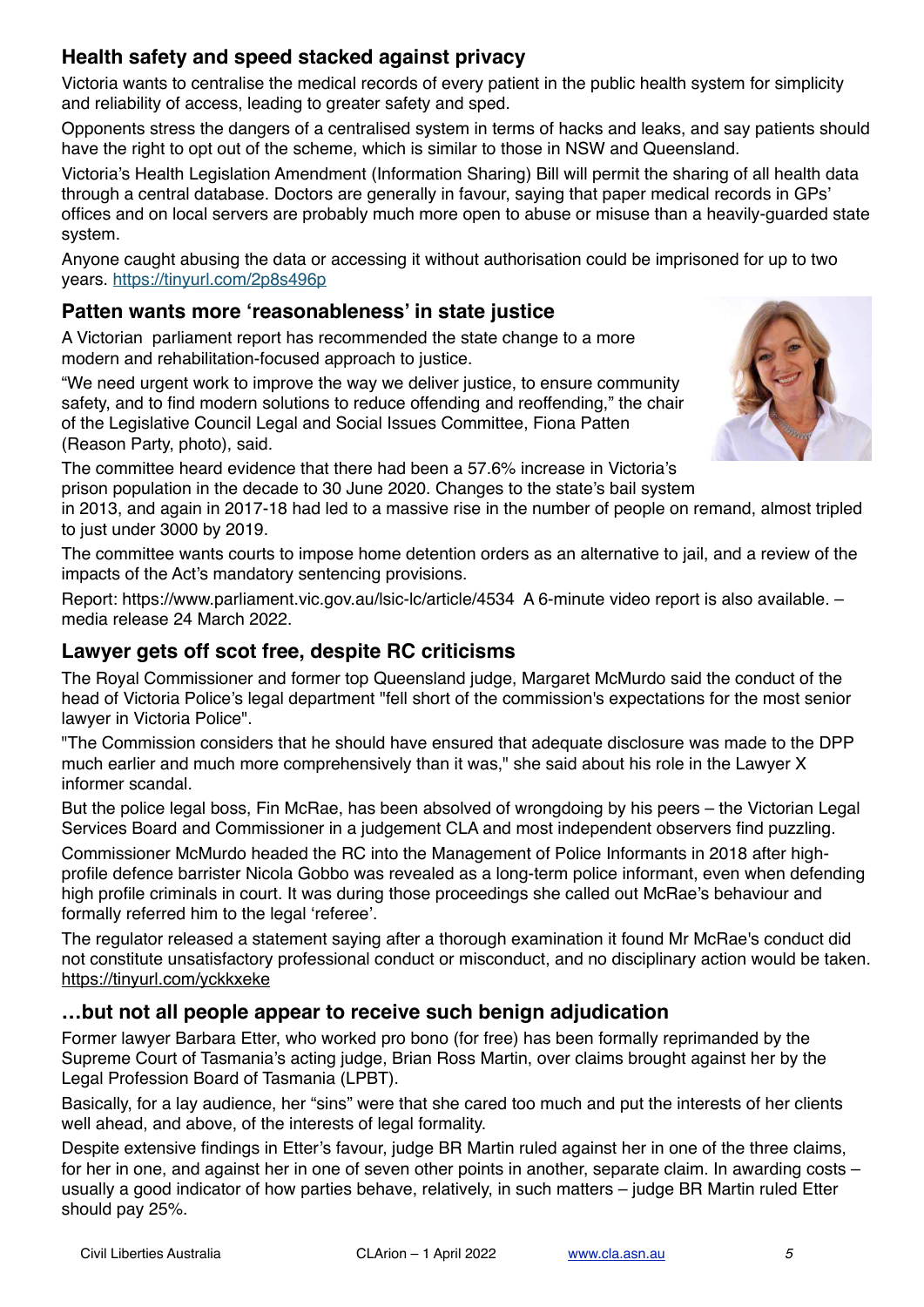## Health safety and speed stacked against privacy

Victoria wants to centralise the medical records of every patient in the public health system for simplicity and reliability of access, leading to greater safety and sped.

Opponents stress the dangers of a centralised system in terms of hacks and leaks, and say patients should have the right to opt out of the scheme, which is similar to those in NSW and Queensland.

Victoria's Health Legislation Amendment (Information Sharing) Bill will permit the sharing of all health data through a central database. Doctors are generally in favour, saying that paper medical records in GPs' offices and on local servers are probably much more open to abuse or misuse than a heavily-guarded state system.

Anyone caught abusing the data or accessing it without authorisation could be imprisoned for up to two years. https://tinyurl.com/2p8s496p

## Patten wants more 'reasonableness' in state justice

A Victorian parliament report has recommended the state change to a more modern and rehabilitation-focused approach to justice.

"We need urgent work to improve the way we deliver justice, to ensure community safety, and to find modern solutions to reduce offending and reoffending," the chair of the Legislative Council Legal and Social Issues Committee, Fiona Patten (Reason Party, photo), said.

The committee heard evidence that there had been a 57.6% increase in Victoria's prison population in the decade to 30 June 2020. Changes to the state's bail system in 2013, and again in 2017-18 had led to a massive rise in the number of people on remand, almost tripled to just under 3000 by 2019.

The committee wants courts to impose home detention orders as an alternative to jail, and a review of the impacts of the Act's mandatory sentencing provisions.

Report: https://www.parliament.vic.gov.au/lsic-lc/article/4534 A 6-minute video report is also available. – media release 24 March 2022.

## Lawyer gets off scot free, despite RC criticisms

The Royal Commissioner and former top Queensland judge, Margaret McMurdo said the conduct of the head of Victoria Police's legal department "fell short of the commission's expectations for the most senior lawyer in Victoria Police".

"The Commission considers that he should have ensured that adequate disclosure was made to the DPP much earlier and much more comprehensively than it was," she said about his role in the Lawyer X informer scandal.

But the police legal boss, Fin McRae, has been absolved of wrongdoing by his peers – the Victorian Legal Services Board and Commissioner in a judgement CLA and most independent observers find puzzling.

Commissioner McMurdo headed the RC into the Management of Police Informants in 2018 after high-profile defence barrister Nicola Gobbo was revealed as a long-term police informant, even when defending high profile criminals in court. It was during those proceedings she called out McRae's behaviour and formally referred him to the legal 'referee'.

The regulator released a statement saying after a thorough examination it found Mr McRae's conduct did not constitute unsatisfactory professional conduct or misconduct, and no disciplinary action would be taken. https://tinyurl.com/yckkxeke

## …but not all people appear to receive such benign adjudication

Former lawyer Barbara Etter, who worked pro bono (for free) has been formally reprimanded by the Supreme Court of Tasmania's acting judge, Brian Ross Martin, over claims brought against her by the Legal Profession Board of Tasmania (LPBT).

Basically, for a lay audience, her "sins" were that she cared too much and put the interests of her clients well ahead, and above, of the interests of legal formality.

Despite extensive findings in Etter's favour, judge BR Martin ruled against her in one of the three claims, for her in one, and against her in one of seven other points in another, separate claim. In awarding costs – usually a good indicator of how parties behave, relatively, in such matters – judge BR Martin ruled Etter should pay 25%.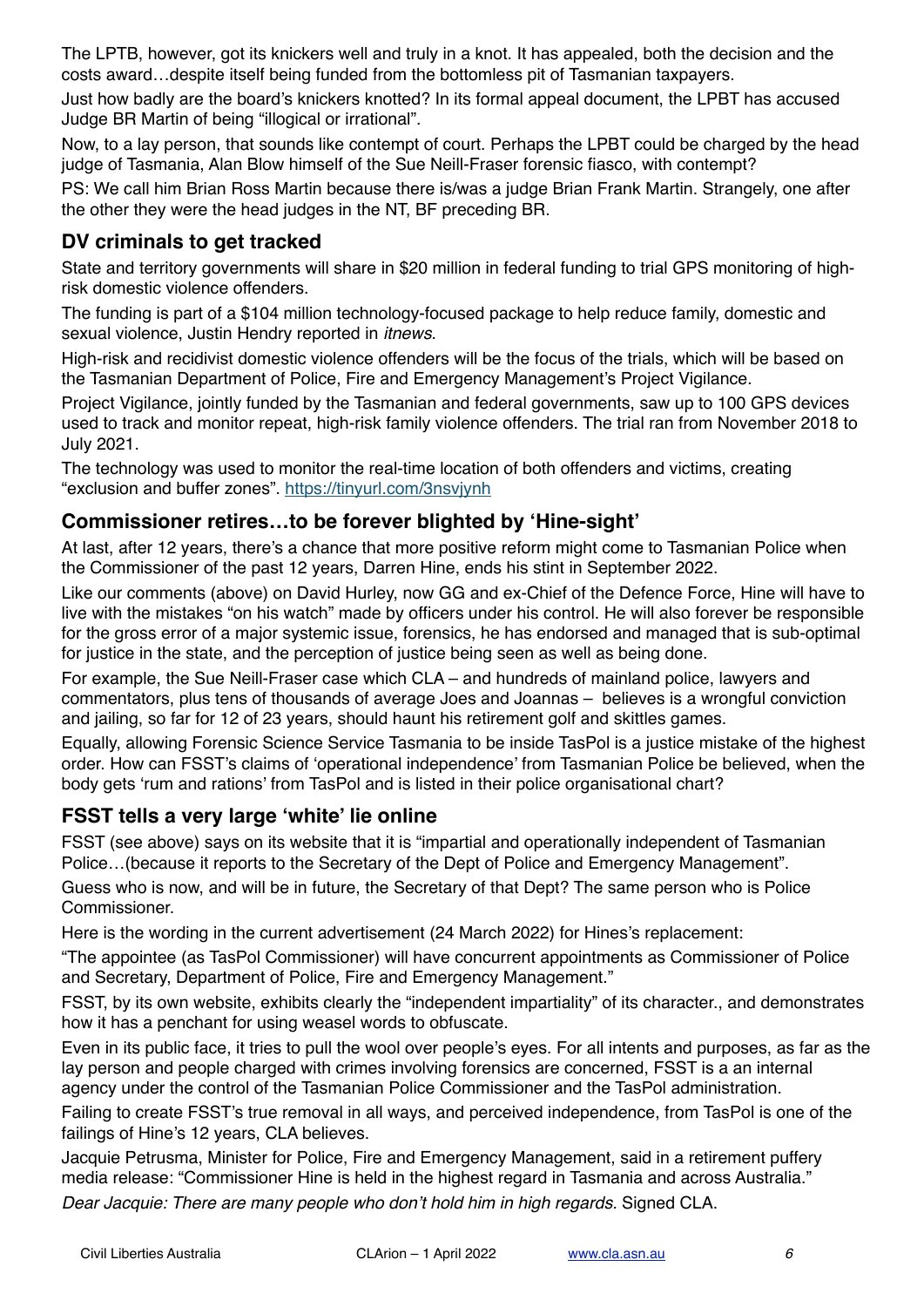The LPTB, however, got its knickers well and truly in a knot. It has appealed, both the decision and the costs award…despite itself being funded from the bottomless pit of Tasmanian taxpayers.

Just how badly are the board's knickers knotted? In its formal appeal document, the LPBT has accused Judge BR Martin of being "illogical or irrational".

Now, to a lay person, that sounds like contempt of court. Perhaps the LPBT could be charged by the head judge of Tasmania, Alan Blow himself of the Sue Neill-Fraser forensic fiasco, with contempt?

PS: We call him Brian Ross Martin because there is/was a judge Brian Frank Martin. Strangely, one after the other they were the head judges in the NT, BF preceding BR.

## DV criminals to get tracked

State and territory governments will share in $20 million in federal funding to trial GPS monitoring of high-risk domestic violence offenders.

The funding is part of a $104 million technology-focused package to help reduce family, domestic and sexual violence, Justin Hendry reported in *itnews*.

High-risk and recidivist domestic violence offenders will be the focus of the trials, which will be based on the Tasmanian Department of Police, Fire and Emergency Management's Project Vigilance.

Project Vigilance, jointly funded by the Tasmanian and federal governments, saw up to 100 GPS devices used to track and monitor repeat, high-risk family violence offenders. The trial ran from November 2018 to July 2021.

The technology was used to monitor the real-time location of both offenders and victims, creating "exclusion and buffer zones". https://tinyurl.com/3nsvjynh

## Commissioner retires…to be forever blighted by 'Hine-sight'

At last, after 12 years, there's a chance that more positive reform might come to Tasmanian Police when the Commissioner of the past 12 years, Darren Hine, ends his stint in September 2022.

Like our comments (above) on David Hurley, now GG and ex-Chief of the Defence Force, Hine will have to live with the mistakes "on his watch" made by officers under his control. He will also forever be responsible for the gross error of a major systemic issue, forensics, he has endorsed and managed that is sub-optimal for justice in the state, and the perception of justice being seen as well as being done.

For example, the Sue Neill-Fraser case which CLA – and hundreds of mainland police, lawyers and commentators, plus tens of thousands of average Joes and Joannas – believes is a wrongful conviction and jailing, so far for 12 of 23 years, should haunt his retirement golf and skittles games.

Equally, allowing Forensic Science Service Tasmania to be inside TasPol is a justice mistake of the highest order. How can FSST's claims of 'operational independence' from Tasmanian Police be believed, when the body gets 'rum and rations' from TasPol and is listed in their police organisational chart?

## FSST tells a very large 'white' lie online

FSST (see above) says on its website that it is "impartial and operationally independent of Tasmanian Police…(because it reports to the Secretary of the Dept of Police and Emergency Management".

Guess who is now, and will be in future, the Secretary of that Dept? The same person who is Police Commissioner.

Here is the wording in the current advertisement (24 March 2022) for Hines's replacement:

"The appointee (as TasPol Commissioner) will have concurrent appointments as Commissioner of Police and Secretary, Department of Police, Fire and Emergency Management."

FSST, by its own website, exhibits clearly the "independent impartiality" of its character., and demonstrates how it has a penchant for using weasel words to obfuscate.

Even in its public face, it tries to pull the wool over people's eyes. For all intents and purposes, as far as the lay person and people charged with crimes involving forensics are concerned, FSST is a an internal agency under the control of the Tasmanian Police Commissioner and the TasPol administration.

Failing to create FSST's true removal in all ways, and perceived independence, from TasPol is one of the failings of Hine's 12 years, CLA believes.

Jacquie Petrusma, Minister for Police, Fire and Emergency Management, said in a retirement puffery media release: "Commissioner Hine is held in the highest regard in Tasmania and across Australia."

*Dear Jacquie: There are many people who don't hold him in high regards.* Signed CLA.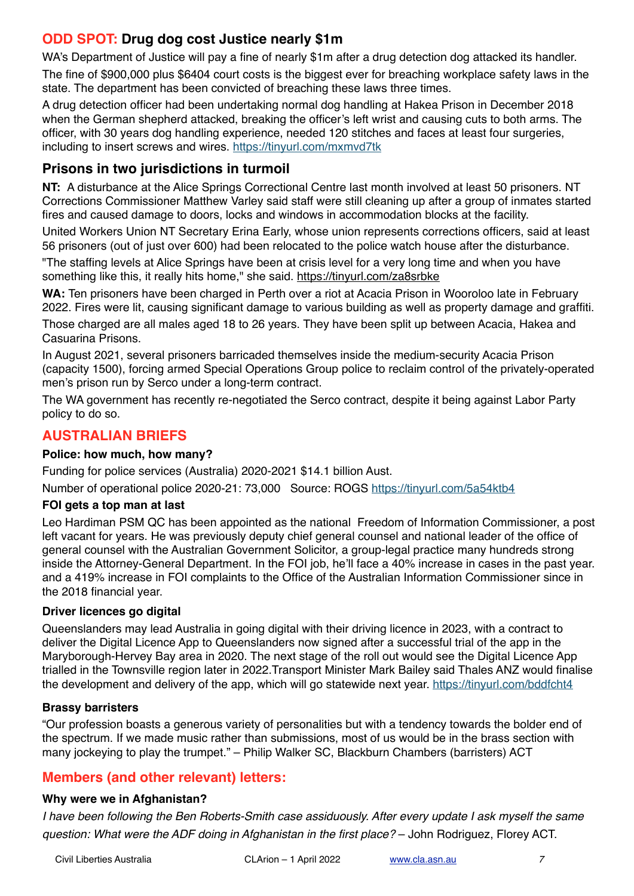## ODD SPOT: Drug dog cost Justice nearly $1m

WA's Department of Justice will pay a fine of nearly $1m after a drug detection dog attacked its handler.

The fine of $900,000 plus $6404 court costs is the biggest ever for breaching workplace safety laws in the state. The department has been convicted of breaching these laws three times.

A drug detection officer had been undertaking normal dog handling at Hakea Prison in December 2018 when the German shepherd attacked, breaking the officer's left wrist and causing cuts to both arms. The officer, with 30 years dog handling experience, needed 120 stitches and faces at least four surgeries, including to insert screws and wires. https://tinyurl.com/mxmvd7tk

## Prisons in two jurisdictions in turmoil

**NT:** A disturbance at the Alice Springs Correctional Centre last month involved at least 50 prisoners. NT Corrections Commissioner Matthew Varley said staff were still cleaning up after a group of inmates started fires and caused damage to doors, locks and windows in accommodation blocks at the facility.

United Workers Union NT Secretary Erina Early, whose union represents corrections officers, said at least 56 prisoners (out of just over 600) had been relocated to the police watch house after the disturbance.

"The staffing levels at Alice Springs have been at crisis level for a very long time and when you have something like this, it really hits home," she said. https://tinyurl.com/za8srbke

**WA:** Ten prisoners have been charged in Perth over a riot at Acacia Prison in Wooroloo late in February 2022. Fires were lit, causing significant damage to various building as well as property damage and graffiti.

Those charged are all males aged 18 to 26 years. They have been split up between Acacia, Hakea and Casuarina Prisons.

In August 2021, several prisoners barricaded themselves inside the medium-security Acacia Prison (capacity 1500), forcing armed Special Operations Group police to reclaim control of the privately-operated men's prison run by Serco under a long-term contract.

The WA government has recently re-negotiated the Serco contract, despite it being against Labor Party policy to do so.

## AUSTRALIAN BRIEFS

### Police: how much, how many?

Funding for police services (Australia) 2020-2021 $14.1 billion Aust.

Number of operational police 2020-21: 73,000 Source: ROGS https://tinyurl.com/5a54ktb4

### FOI gets a top man at last

Leo Hardiman PSM QC has been appointed as the national Freedom of Information Commissioner, a post left vacant for years. He was previously deputy chief general counsel and national leader of the office of general counsel with the Australian Government Solicitor, a group-legal practice many hundreds strong inside the Attorney-General Department. In the FOI job, he'll face a 40% increase in cases in the past year. and a 419% increase in FOI complaints to the Office of the Australian Information Commissioner since in the 2018 financial year.

### Driver licences go digital

Queenslanders may lead Australia in going digital with their driving licence in 2023, with a contract to deliver the Digital Licence App to Queenslanders now signed after a successful trial of the app in the Maryborough-Hervey Bay area in 2020. The next stage of the roll out would see the Digital Licence App trialled in the Townsville region later in 2022.Transport Minister Mark Bailey said Thales ANZ would finalise the development and delivery of the app, which will go statewide next year. https://tinyurl.com/bddfcht4

### Brassy barristers

"Our profession boasts a generous variety of personalities but with a tendency towards the bolder end of the spectrum. If we made music rather than submissions, most of us would be in the brass section with many jockeying to play the trumpet." – Philip Walker SC, Blackburn Chambers (barristers) ACT

## Members (and other relevant) letters:

### Why were we in Afghanistan?

*I have been following the Ben Roberts-Smith case assiduously. After every update I ask myself the same question: What were the ADF doing in Afghanistan in the first place?* – John Rodriguez, Florey ACT.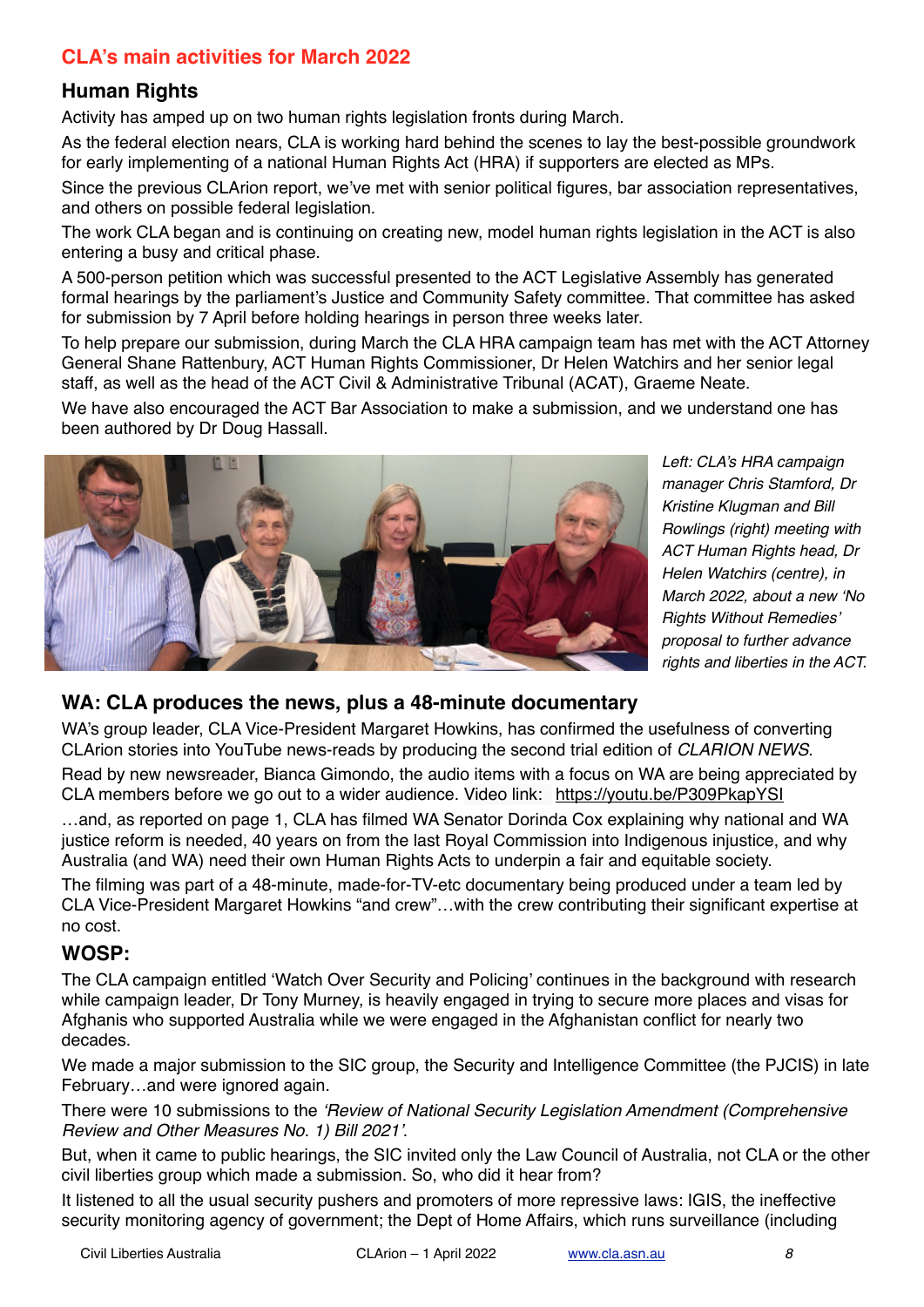## CLA's main activities for March 2022

### Human Rights

Activity has amped up on two human rights legislation fronts during March.

As the federal election nears, CLA is working hard behind the scenes to lay the best-possible groundwork for early implementing of a national Human Rights Act (HRA) if supporters are elected as MPs.

Since the previous CLArion report, we've met with senior political figures, bar association representatives, and others on possible federal legislation.

The work CLA began and is continuing on creating new, model human rights legislation in the ACT is also entering a busy and critical phase.

A 500-person petition which was successful presented to the ACT Legislative Assembly has generated formal hearings by the parliament's Justice and Community Safety committee. That committee has asked for submission by 7 April before holding hearings in person three weeks later.

To help prepare our submission, during March the CLA HRA campaign team has met with the ACT Attorney General Shane Rattenbury, ACT Human Rights Commissioner, Dr Helen Watchirs and her senior legal staff, as well as the head of the ACT Civil & Administrative Tribunal (ACAT), Graeme Neate.

We have also encouraged the ACT Bar Association to make a submission, and we understand one has been authored by Dr Doug Hassall.

*Left: CLA's HRA campaign manager Chris Stamford, Dr Kristine Klugman and Bill Rowlings (right) meeting with ACT Human Rights head, Dr Helen Watchirs (centre), in March 2022, about a new 'No Rights Without Remedies' proposal to further advance rights and liberties in the ACT.*

### WA: CLA produces the news, plus a 48-minute documentary

WA's group leader, CLA Vice-President Margaret Howkins, has confirmed the usefulness of converting CLArion stories into YouTube news-reads by producing the second trial edition of *CLARION NEWS*.

Read by new newsreader, Bianca Gimondo, the audio items with a focus on WA are being appreciated by CLA members before we go out to a wider audience. Video link: https://youtu.be/P309PkapYSI

…and, as reported on page 1, CLA has filmed WA Senator Dorinda Cox explaining why national and WA justice reform is needed, 40 years on from the last Royal Commission into Indigenous injustice, and why Australia (and WA) need their own Human Rights Acts to underpin a fair and equitable society.

The filming was part of a 48-minute, made-for-TV-etc documentary being produced under a team led by CLA Vice-President Margaret Howkins "and crew"…with the crew contributing their significant expertise at no cost.

### WOSP:

The CLA campaign entitled 'Watch Over Security and Policing' continues in the background with research while campaign leader, Dr Tony Murney, is heavily engaged in trying to secure more places and visas for Afghanis who supported Australia while we were engaged in the Afghanistan conflict for nearly two decades.

We made a major submission to the SIC group, the Security and Intelligence Committee (the PJCIS) in late February…and were ignored again.

There were 10 submissions to the *'Review of National Security Legislation Amendment (Comprehensive Review and Other Measures No. 1) Bill 2021'*.

But, when it came to public hearings, the SIC invited only the Law Council of Australia, not CLA or the other civil liberties group which made a submission. So, who did it hear from?

It listened to all the usual security pushers and promoters of more repressive laws: IGIS, the ineffective security monitoring agency of government; the Dept of Home Affairs, which runs surveillance (including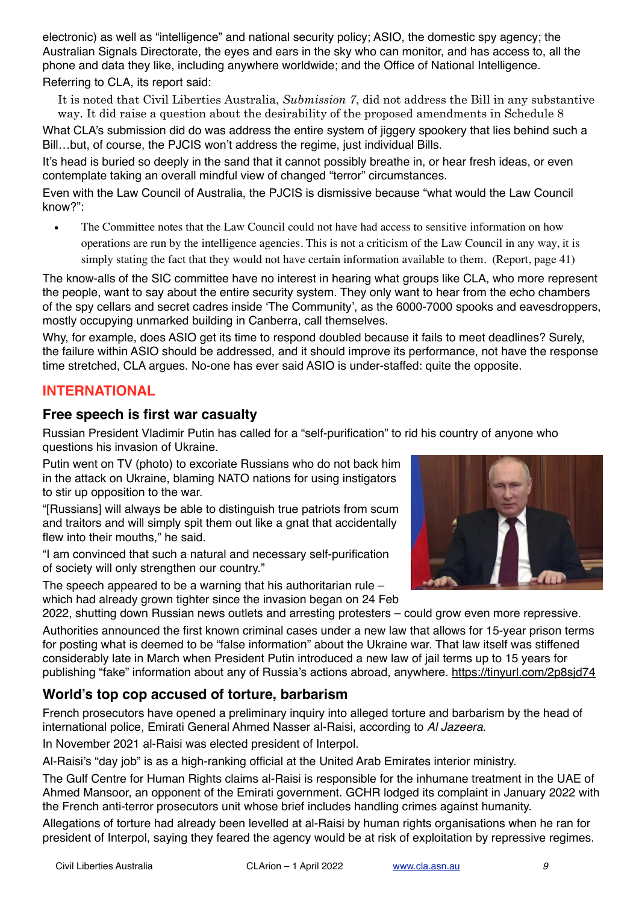electronic) as well as "intelligence" and national security policy; ASIO, the domestic spy agency; the Australian Signals Directorate, the eyes and ears in the sky who can monitor, and has access to, all the phone and data they like, including anywhere worldwide; and the Office of National Intelligence.

Referring to CLA, its report said:

> It is noted that Civil Liberties Australia, *Submission 7*, did not address the Bill in any substantive way. It did raise a question about the desirability of the proposed amendments in Schedule 8

What CLA's submission did do was address the entire system of jiggery spookery that lies behind such a Bill…but, of course, the PJCIS won't address the regime, just individual Bills.

It's head is buried so deeply in the sand that it cannot possibly breathe in, or hear fresh ideas, or even contemplate taking an overall mindful view of changed "terror" circumstances.

Even with the Law Council of Australia, the PJCIS is dismissive because "what would the Law Council know?":

- The Committee notes that the Law Council could not have had access to sensitive information on how operations are run by the intelligence agencies. This is not a criticism of the Law Council in any way, it is simply stating the fact that they would not have certain information available to them. (Report, page 41)

The know-alls of the SIC committee have no interest in hearing what groups like CLA, who more represent the people, want to say about the entire security system. They only want to hear from the echo chambers of the spy cellars and secret cadres inside 'The Community', as the 6000-7000 spooks and eavesdroppers, mostly occupying unmarked building in Canberra, call themselves.

Why, for example, does ASIO get its time to respond doubled because it fails to meet deadlines? Surely, the failure within ASIO should be addressed, and it should improve its performance, not have the response time stretched, CLA argues. No-one has ever said ASIO is under-staffed: quite the opposite.

## INTERNATIONAL

### Free speech is first war casualty

Russian President Vladimir Putin has called for a "self-purification" to rid his country of anyone who questions his invasion of Ukraine.

Putin went on TV (photo) to excoriate Russians who do not back him in the attack on Ukraine, blaming NATO nations for using instigators to stir up opposition to the war.

"[Russians] will always be able to distinguish true patriots from scum and traitors and will simply spit them out like a gnat that accidentally flew into their mouths," he said.

"I am convinced that such a natural and necessary self-purification of society will only strengthen our country."

The speech appeared to be a warning that his authoritarian rule – which had already grown tighter since the invasion began on 24 Feb 2022, shutting down Russian news outlets and arresting protesters – could grow even more repressive.

Authorities announced the first known criminal cases under a new law that allows for 15-year prison terms for posting what is deemed to be "false information" about the Ukraine war. That law itself was stiffened considerably late in March when President Putin introduced a new law of jail terms up to 15 years for publishing "fake" information about any of Russia's actions abroad, anywhere. https://tinyurl.com/2p8sjd74

### World's top cop accused of torture, barbarism

French prosecutors have opened a preliminary inquiry into alleged torture and barbarism by the head of international police, Emirati General Ahmed Nasser al-Raisi, according to *Al Jazeera*.

In November 2021 al-Raisi was elected president of Interpol.

Al-Raisi's "day job" is as a high-ranking official at the United Arab Emirates interior ministry.

The Gulf Centre for Human Rights claims al-Raisi is responsible for the inhumane treatment in the UAE of Ahmed Mansoor, an opponent of the Emirati government. GCHR lodged its complaint in January 2022 with the French anti-terror prosecutors unit whose brief includes handling crimes against humanity.

Allegations of torture had already been levelled at al-Raisi by human rights organisations when he ran for president of Interpol, saying they feared the agency would be at risk of exploitation by repressive regimes.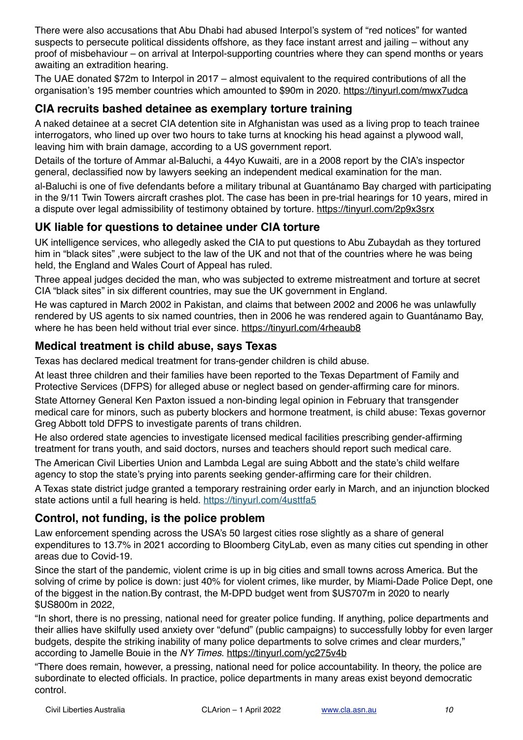There were also accusations that Abu Dhabi had abused Interpol's system of "red notices" for wanted suspects to persecute political dissidents offshore, as they face instant arrest and jailing – without any proof of misbehaviour – on arrival at Interpol-supporting countries where they can spend months or years awaiting an extradition hearing.

The UAE donated $72m to Interpol in 2017 – almost equivalent to the required contributions of all the organisation's 195 member countries which amounted to $90m in 2020. https://tinyurl.com/mwx7udca

## CIA recruits bashed detainee as exemplary torture training

A naked detainee at a secret CIA detention site in Afghanistan was used as a living prop to teach trainee interrogators, who lined up over two hours to take turns at knocking his head against a plywood wall, leaving him with brain damage, according to a US government report.

Details of the torture of Ammar al-Baluchi, a 44yo Kuwaiti, are in a 2008 report by the CIA's inspector general, declassified now by lawyers seeking an independent medical examination for the man.

al-Baluchi is one of five defendants before a military tribunal at Guantánamo Bay charged with participating in the 9/11 Twin Towers aircraft crashes plot. The case has been in pre-trial hearings for 10 years, mired in a dispute over legal admissibility of testimony obtained by torture. https://tinyurl.com/2p9x3srx

## UK liable for questions to detainee under CIA torture

UK intelligence services, who allegedly asked the CIA to put questions to Abu Zubaydah as they tortured him in "black sites" ,were subject to the law of the UK and not that of the countries where he was being held, the England and Wales Court of Appeal has ruled.

Three appeal judges decided the man, who was subjected to extreme mistreatment and torture at secret CIA "black sites" in six different countries, may sue the UK government in England.

He was captured in March 2002 in Pakistan, and claims that between 2002 and 2006 he was unlawfully rendered by US agents to six named countries, then in 2006 he was rendered again to Guantánamo Bay, where he has been held without trial ever since. https://tinyurl.com/4rheaub8

## Medical treatment is child abuse, says Texas

Texas has declared medical treatment for trans-gender children is child abuse.

At least three children and their families have been reported to the Texas Department of Family and Protective Services (DFPS) for alleged abuse or neglect based on gender-affirming care for minors.

State Attorney General Ken Paxton issued a non-binding legal opinion in February that transgender medical care for minors, such as puberty blockers and hormone treatment, is child abuse: Texas governor Greg Abbott told DFPS to investigate parents of trans children.

He also ordered state agencies to investigate licensed medical facilities prescribing gender-affirming treatment for trans youth, and said doctors, nurses and teachers should report such medical care.

The American Civil Liberties Union and Lambda Legal are suing Abbott and the state's child welfare agency to stop the state's prying into parents seeking gender-affirming care for their children.

A Texas state district judge granted a temporary restraining order early in March, and an injunction blocked state actions until a full hearing is held. https://tinyurl.com/4usttfa5

## Control, not funding, is the police problem

Law enforcement spending across the USA's 50 largest cities rose slightly as a share of general expenditures to 13.7% in 2021 according to Bloomberg CityLab, even as many cities cut spending in other areas due to Covid-19.

Since the start of the pandemic, violent crime is up in big cities and small towns across America. But the solving of crime by police is down: just 40% for violent crimes, like murder, by Miami-Dade Police Dept, one of the biggest in the nation.By contrast, the M-DPD budget went from $US707m in 2020 to nearly $US800m in 2022,

"In short, there is no pressing, national need for greater police funding. If anything, police departments and their allies have skilfully used anxiety over "defund" (public campaigns) to successfully lobby for even larger budgets, despite the striking inability of many police departments to solve crimes and clear murders," according to Jamelle Bouie in the *NY Times*. https://tinyurl.com/yc275v4b

"There does remain, however, a pressing, national need for police accountability. In theory, the police are subordinate to elected officials. In practice, police departments in many areas exist beyond democratic control.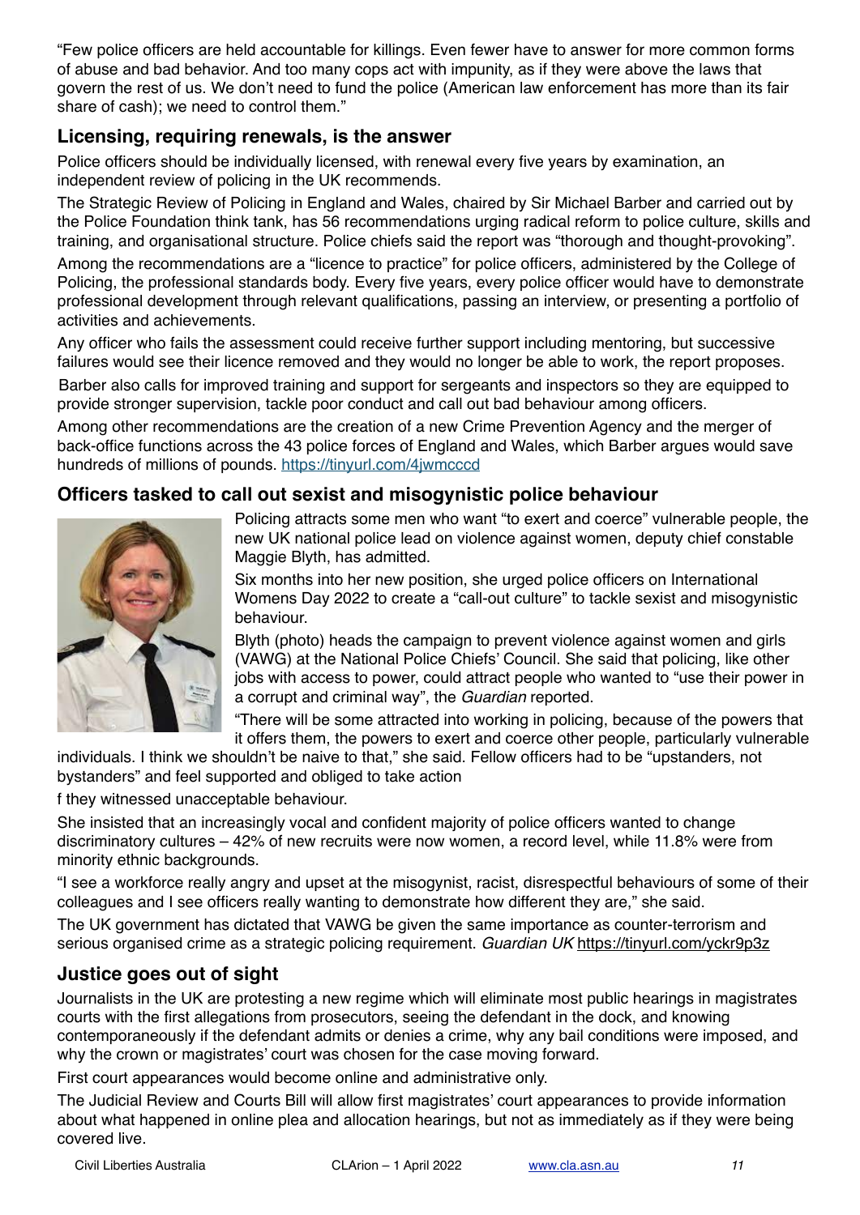"Few police officers are held accountable for killings. Even fewer have to answer for more common forms of abuse and bad behavior. And too many cops act with impunity, as if they were above the laws that govern the rest of us. We don't need to fund the police (American law enforcement has more than its fair share of cash); we need to control them."

## Licensing, requiring renewals, is the answer

Police officers should be individually licensed, with renewal every five years by examination, an independent review of policing in the UK recommends.

The Strategic Review of Policing in England and Wales, chaired by Sir Michael Barber and carried out by the Police Foundation think tank, has 56 recommendations urging radical reform to police culture, skills and training, and organisational structure. Police chiefs said the report was "thorough and thought-provoking".

Among the recommendations are a "licence to practice" for police officers, administered by the College of Policing, the professional standards body. Every five years, every police officer would have to demonstrate professional development through relevant qualifications, passing an interview, or presenting a portfolio of activities and achievements.

Any officer who fails the assessment could receive further support including mentoring, but successive failures would see their licence removed and they would no longer be able to work, the report proposes.

Barber also calls for improved training and support for sergeants and inspectors so they are equipped to provide stronger supervision, tackle poor conduct and call out bad behaviour among officers.

Among other recommendations are the creation of a new Crime Prevention Agency and the merger of back-office functions across the 43 police forces of England and Wales, which Barber argues would save hundreds of millions of pounds. https://tinyurl.com/4jwmcccd

## Officers tasked to call out sexist and misogynistic police behaviour

Policing attracts some men who want "to exert and coerce" vulnerable people, the new UK national police lead on violence against women, deputy chief constable Maggie Blyth, has admitted.

Six months into her new position, she urged police officers on International Womens Day 2022 to create a "call-out culture" to tackle sexist and misogynistic behaviour.

Blyth (photo) heads the campaign to prevent violence against women and girls (VAWG) at the National Police Chiefs' Council. She said that policing, like other jobs with access to power, could attract people who wanted to "use their power in a corrupt and criminal way", the *Guardian* reported.

"There will be some attracted into working in policing, because of the powers that it offers them, the powers to exert and coerce other people, particularly vulnerable individuals. I think we shouldn't be naive to that," she said. Fellow officers had to be "upstanders, not bystanders" and feel supported and obliged to take action

f they witnessed unacceptable behaviour.

She insisted that an increasingly vocal and confident majority of police officers wanted to change discriminatory cultures – 42% of new recruits were now women, a record level, while 11.8% were from minority ethnic backgrounds.

"I see a workforce really angry and upset at the misogynist, racist, disrespectful behaviours of some of their colleagues and I see officers really wanting to demonstrate how different they are," she said.

The UK government has dictated that VAWG be given the same importance as counter-terrorism and serious organised crime as a strategic policing requirement. *Guardian UK* https://tinyurl.com/yckr9p3z

## Justice goes out of sight

Journalists in the UK are protesting a new regime which will eliminate most public hearings in magistrates courts with the first allegations from prosecutors, seeing the defendant in the dock, and knowing contemporaneously if the defendant admits or denies a crime, why any bail conditions were imposed, and why the crown or magistrates' court was chosen for the case moving forward.

First court appearances would become online and administrative only.

The Judicial Review and Courts Bill will allow first magistrates' court appearances to provide information about what happened in online plea and allocation hearings, but not as immediately as if they were being covered live.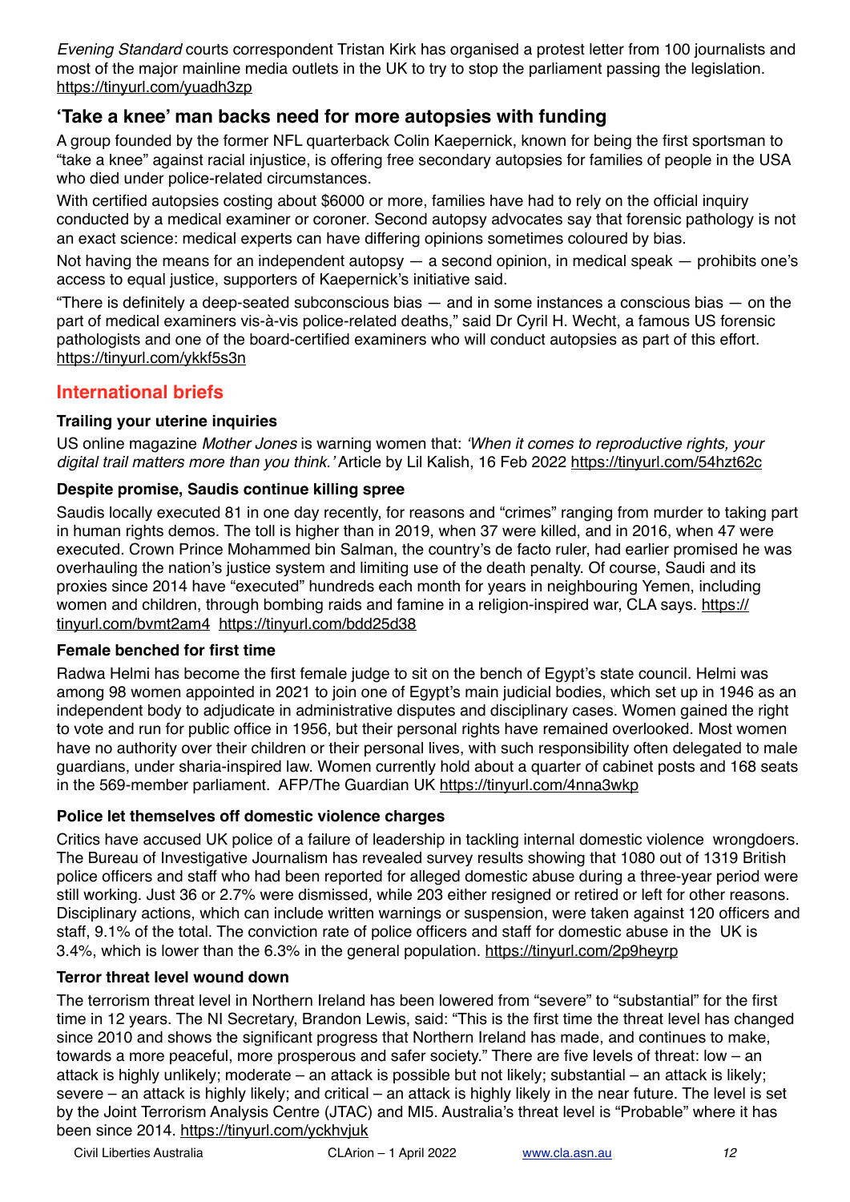*Evening Standard* courts correspondent Tristan Kirk has organised a protest letter from 100 journalists and most of the major mainline media outlets in the UK to try to stop the parliament passing the legislation. https://tinyurl.com/yuadh3zp

## 'Take a knee' man backs need for more autopsies with funding

A group founded by the former NFL quarterback Colin Kaepernick, known for being the first sportsman to "take a knee" against racial injustice, is offering free secondary autopsies for families of people in the USA who died under police-related circumstances.

With certified autopsies costing about $6000 or more, families have had to rely on the official inquiry conducted by a medical examiner or coroner. Second autopsy advocates say that forensic pathology is not an exact science: medical experts can have differing opinions sometimes coloured by bias.

Not having the means for an independent autopsy — a second opinion, in medical speak — prohibits one's access to equal justice, supporters of Kaepernick's initiative said.

"There is definitely a deep-seated subconscious bias — and in some instances a conscious bias — on the part of medical examiners vis-à-vis police-related deaths," said Dr Cyril H. Wecht, a famous US forensic pathologists and one of the board-certified examiners who will conduct autopsies as part of this effort. https://tinyurl.com/ykkf5s3n

## International briefs

### Trailing your uterine inquiries

US online magazine *Mother Jones* is warning women that: *'When it comes to reproductive rights, your digital trail matters more than you think.'* Article by Lil Kalish, 16 Feb 2022 https://tinyurl.com/54hzt62c

### Despite promise, Saudis continue killing spree

Saudis locally executed 81 in one day recently, for reasons and "crimes" ranging from murder to taking part in human rights demos. The toll is higher than in 2019, when 37 were killed, and in 2016, when 47 were executed. Crown Prince Mohammed bin Salman, the country's de facto ruler, had earlier promised he was overhauling the nation's justice system and limiting use of the death penalty. Of course, Saudi and its proxies since 2014 have "executed" hundreds each month for years in neighbouring Yemen, including women and children, through bombing raids and famine in a religion-inspired war, CLA says. https://tinyurl.com/bvmt2am4 https://tinyurl.com/bdd25d38

### Female benched for first time

Radwa Helmi has become the first female judge to sit on the bench of Egypt's state council. Helmi was among 98 women appointed in 2021 to join one of Egypt's main judicial bodies, which set up in 1946 as an independent body to adjudicate in administrative disputes and disciplinary cases. Women gained the right to vote and run for public office in 1956, but their personal rights have remained overlooked. Most women have no authority over their children or their personal lives, with such responsibility often delegated to male guardians, under sharia-inspired law. Women currently hold about a quarter of cabinet posts and 168 seats in the 569-member parliament. AFP/The Guardian UK https://tinyurl.com/4nna3wkp

### Police let themselves off domestic violence charges

Critics have accused UK police of a failure of leadership in tackling internal domestic violence wrongdoers. The Bureau of Investigative Journalism has revealed survey results showing that 1080 out of 1319 British police officers and staff who had been reported for alleged domestic abuse during a three-year period were still working. Just 36 or 2.7% were dismissed, while 203 either resigned or retired or left for other reasons. Disciplinary actions, which can include written warnings or suspension, were taken against 120 officers and staff, 9.1% of the total. The conviction rate of police officers and staff for domestic abuse in the UK is 3.4%, which is lower than the 6.3% in the general population. https://tinyurl.com/2p9heyrp

### Terror threat level wound down

The terrorism threat level in Northern Ireland has been lowered from "severe" to "substantial" for the first time in 12 years. The NI Secretary, Brandon Lewis, said: "This is the first time the threat level has changed since 2010 and shows the significant progress that Northern Ireland has made, and continues to make, towards a more peaceful, more prosperous and safer society." There are five levels of threat: low – an attack is highly unlikely; moderate – an attack is possible but not likely; substantial – an attack is likely; severe – an attack is highly likely; and critical – an attack is highly likely in the near future. The level is set by the Joint Terrorism Analysis Centre (JTAC) and MI5. Australia's threat level is "Probable" where it has been since 2014. https://tinyurl.com/yckhvjuk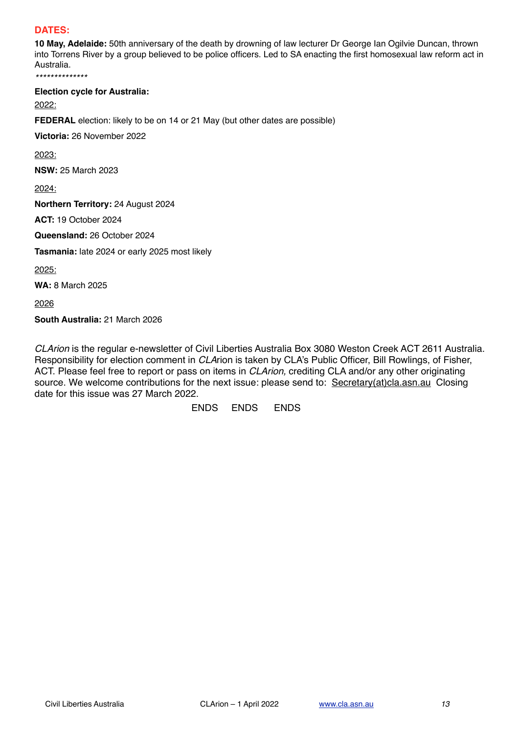## DATES:

**10 May, Adelaide:** 50th anniversary of the death by drowning of law lecturer Dr George Ian Ogilvie Duncan, thrown into Torrens River by a group believed to be police officers. Led to SA enacting the first homosexual law reform act in Australia.

**************

**Election cycle for Australia:**

2022:

**FEDERAL** election: likely to be on 14 or 21 May (but other dates are possible)

**Victoria:** 26 November 2022

2023:

**NSW:** 25 March 2023

2024:

**Northern Territory:** 24 August 2024

**ACT:** 19 October 2024

**Queensland:** 26 October 2024

**Tasmania:** late 2024 or early 2025 most likely

2025:

**WA:** 8 March 2025

2026

**South Australia:** 21 March 2026

*CLArion* is the regular e-newsletter of Civil Liberties Australia Box 3080 Weston Creek ACT 2611 Australia. Responsibility for election comment in *CLA*rion is taken by CLA's Public Officer, Bill Rowlings, of Fisher, ACT. Please feel free to report or pass on items in *CLArion,* crediting CLA and/or any other originating source. We welcome contributions for the next issue: please send to: Secretary(at)cla.asn.au Closing date for this issue was 27 March 2022.

ENDS ENDS ENDS